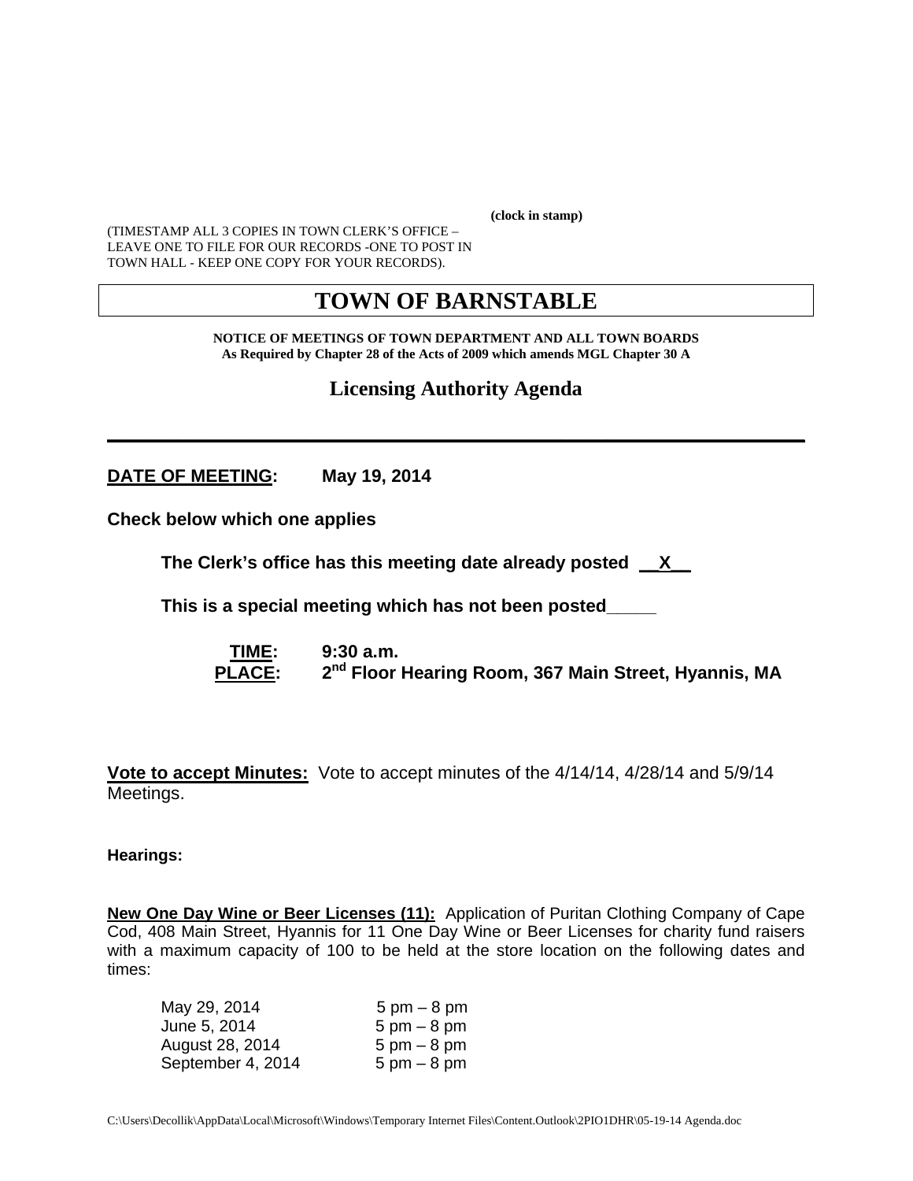**(clock in stamp)**

(TIMESTAMP ALL 3 COPIES IN TOWN CLERK'S OFFICE – LEAVE ONE TO FILE FOR OUR RECORDS -ONE TO POST IN TOWN HALL - KEEP ONE COPY FOR YOUR RECORDS).

# TOWN OF BARNSTABLE

**NOTICE OF MEETINGS OF TOWN DEPARTMENT AND ALL TOWN BOARDS**
**As Required by Chapter 28 of the Acts of 2009 which amends MGL Chapter 30 A**

## Licensing Authority Agenda

---

**DATE OF MEETING: May 19, 2014**

**Check below which one applies**

**The Clerk's office has this meeting date already posted __X__**

**This is a special meeting which has not been posted_____**

**TIME: 9:30 a.m.**
**PLACE: 2nd Floor Hearing Room, 367 Main Street, Hyannis, MA**

**Vote to accept Minutes:** Vote to accept minutes of the 4/14/14, 4/28/14 and 5/9/14 Meetings.

**Hearings:**

**New One Day Wine or Beer Licenses (11):** Application of Puritan Clothing Company of Cape Cod, 408 Main Street, Hyannis for 11 One Day Wine or Beer Licenses for charity fund raisers with a maximum capacity of 100 to be held at the store location on the following dates and times:

| | |
|---|---|
| May 29, 2014 | 5 pm – 8 pm |
| June 5, 2014 | 5 pm – 8 pm |
| August 28, 2014 | 5 pm – 8 pm |
| September 4, 2014 | 5 pm – 8 pm |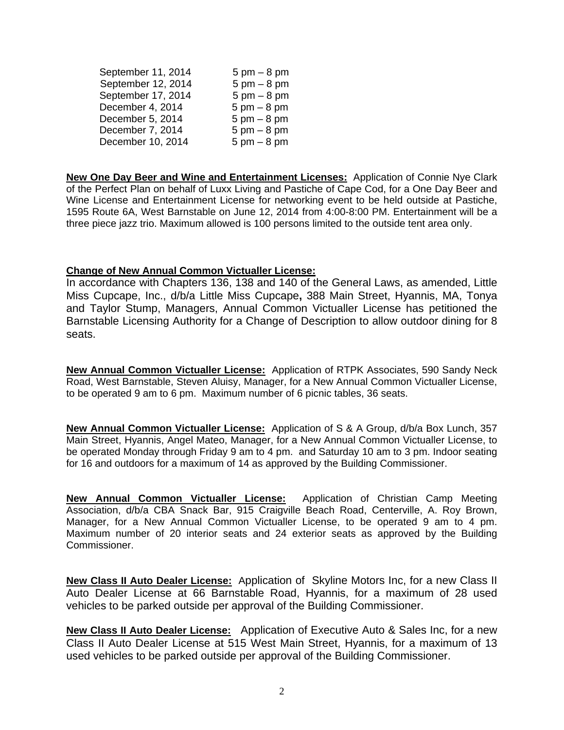| | |
|---|---|
| September 11, 2014 | 5 pm – 8 pm |
| September 12, 2014 | 5 pm – 8 pm |
| September 17, 2014 | 5 pm – 8 pm |
| December 4, 2014 | 5 pm – 8 pm |
| December 5, 2014 | 5 pm – 8 pm |
| December 7, 2014 | 5 pm – 8 pm |
| December 10, 2014 | 5 pm – 8 pm |

**New One Day Beer and Wine and Entertainment Licenses:** Application of Connie Nye Clark of the Perfect Plan on behalf of Luxx Living and Pastiche of Cape Cod, for a One Day Beer and Wine License and Entertainment License for networking event to be held outside at Pastiche, 1595 Route 6A, West Barnstable on June 12, 2014 from 4:00-8:00 PM. Entertainment will be a three piece jazz trio. Maximum allowed is 100 persons limited to the outside tent area only.

**Change of New Annual Common Victualler License:**

In accordance with Chapters 136, 138 and 140 of the General Laws, as amended, Little Miss Cupcape, Inc., d/b/a Little Miss Cupcape**,** 388 Main Street, Hyannis, MA, Tonya and Taylor Stump, Managers, Annual Common Victualler License has petitioned the Barnstable Licensing Authority for a Change of Description to allow outdoor dining for 8 seats.

**New Annual Common Victualler License:** Application of RTPK Associates, 590 Sandy Neck Road, West Barnstable, Steven Aluisy, Manager, for a New Annual Common Victualler License, to be operated 9 am to 6 pm. Maximum number of 6 picnic tables, 36 seats.

**New Annual Common Victualler License:** Application of S & A Group, d/b/a Box Lunch, 357 Main Street, Hyannis, Angel Mateo, Manager, for a New Annual Common Victualler License, to be operated Monday through Friday 9 am to 4 pm. and Saturday 10 am to 3 pm. Indoor seating for 16 and outdoors for a maximum of 14 as approved by the Building Commissioner.

**New Annual Common Victualler License:** Application of Christian Camp Meeting Association, d/b/a CBA Snack Bar, 915 Craigville Beach Road, Centerville, A. Roy Brown, Manager, for a New Annual Common Victualler License, to be operated 9 am to 4 pm. Maximum number of 20 interior seats and 24 exterior seats as approved by the Building Commissioner.

**New Class II Auto Dealer License:** Application of Skyline Motors Inc, for a new Class II Auto Dealer License at 66 Barnstable Road, Hyannis, for a maximum of 28 used vehicles to be parked outside per approval of the Building Commissioner.

**New Class II Auto Dealer License:** Application of Executive Auto & Sales Inc, for a new Class II Auto Dealer License at 515 West Main Street, Hyannis, for a maximum of 13 used vehicles to be parked outside per approval of the Building Commissioner.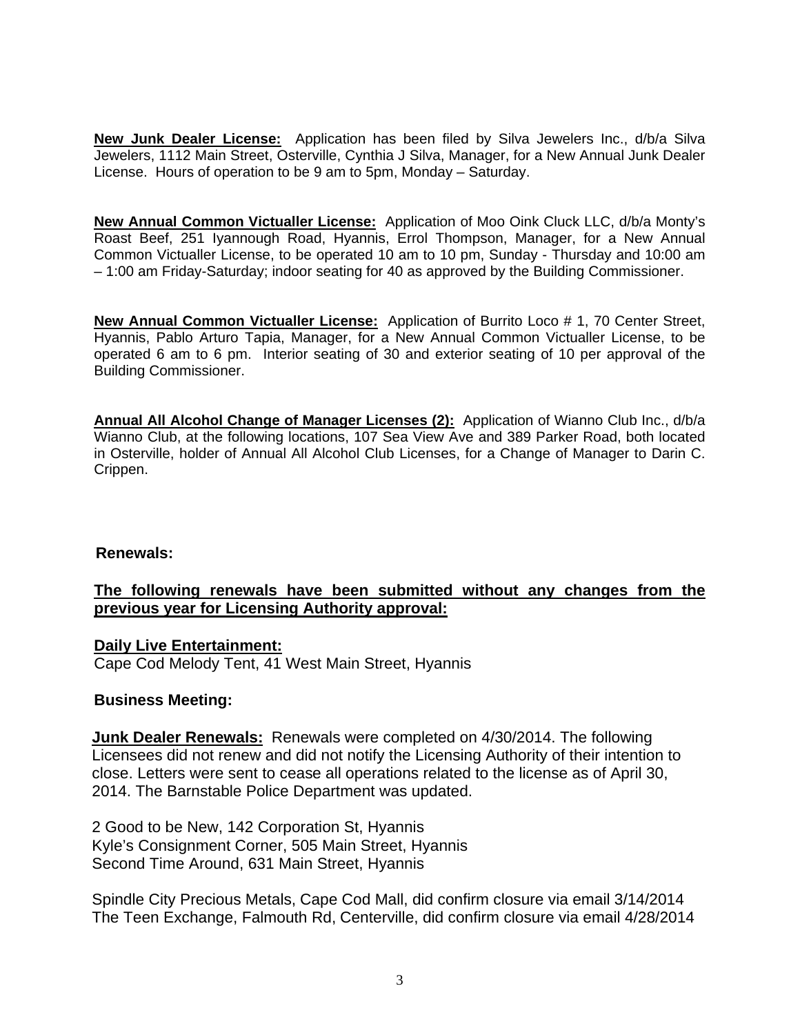**New Junk Dealer License:** Application has been filed by Silva Jewelers Inc., d/b/a Silva Jewelers, 1112 Main Street, Osterville, Cynthia J Silva, Manager, for a New Annual Junk Dealer License. Hours of operation to be 9 am to 5pm, Monday – Saturday.

**New Annual Common Victualler License:** Application of Moo Oink Cluck LLC, d/b/a Monty's Roast Beef, 251 Iyannough Road, Hyannis, Errol Thompson, Manager, for a New Annual Common Victualler License, to be operated 10 am to 10 pm, Sunday - Thursday and 10:00 am – 1:00 am Friday-Saturday; indoor seating for 40 as approved by the Building Commissioner.

**New Annual Common Victualler License:** Application of Burrito Loco # 1, 70 Center Street, Hyannis, Pablo Arturo Tapia, Manager, for a New Annual Common Victualler License, to be operated 6 am to 6 pm. Interior seating of 30 and exterior seating of 10 per approval of the Building Commissioner.

**Annual All Alcohol Change of Manager Licenses (2):** Application of Wianno Club Inc., d/b/a Wianno Club, at the following locations, 107 Sea View Ave and 389 Parker Road, both located in Osterville, holder of Annual All Alcohol Club Licenses, for a Change of Manager to Darin C. Crippen.

**Renewals:**

**The following renewals have been submitted without any changes from the previous year for Licensing Authority approval:**

**Daily Live Entertainment:**
Cape Cod Melody Tent, 41 West Main Street, Hyannis

**Business Meeting:**

**Junk Dealer Renewals:** Renewals were completed on 4/30/2014. The following Licensees did not renew and did not notify the Licensing Authority of their intention to close. Letters were sent to cease all operations related to the license as of April 30, 2014. The Barnstable Police Department was updated.

2 Good to be New, 142 Corporation St, Hyannis
Kyle's Consignment Corner, 505 Main Street, Hyannis
Second Time Around, 631 Main Street, Hyannis

Spindle City Precious Metals, Cape Cod Mall, did confirm closure via email 3/14/2014
The Teen Exchange, Falmouth Rd, Centerville, did confirm closure via email 4/28/2014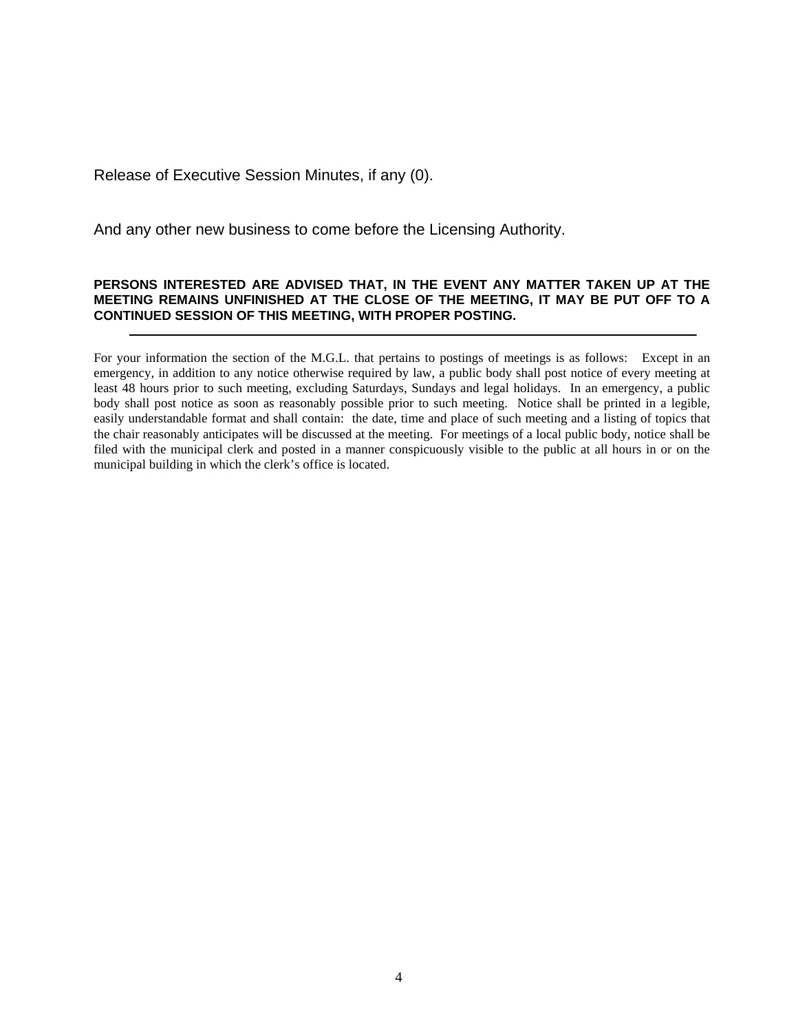Release of Executive Session Minutes, if any (0).

And any other new business to come before the Licensing Authority.

**PERSONS INTERESTED ARE ADVISED THAT, IN THE EVENT ANY MATTER TAKEN UP AT THE MEETING REMAINS UNFINISHED AT THE CLOSE OF THE MEETING, IT MAY BE PUT OFF TO A CONTINUED SESSION OF THIS MEETING, WITH PROPER POSTING.**

---

For your information the section of the M.G.L. that pertains to postings of meetings is as follows: Except in an emergency, in addition to any notice otherwise required by law, a public body shall post notice of every meeting at least 48 hours prior to such meeting, excluding Saturdays, Sundays and legal holidays. In an emergency, a public body shall post notice as soon as reasonably possible prior to such meeting. Notice shall be printed in a legible, easily understandable format and shall contain: the date, time and place of such meeting and a listing of topics that the chair reasonably anticipates will be discussed at the meeting. For meetings of a local public body, notice shall be filed with the municipal clerk and posted in a manner conspicuously visible to the public at all hours in or on the municipal building in which the clerk's office is located.